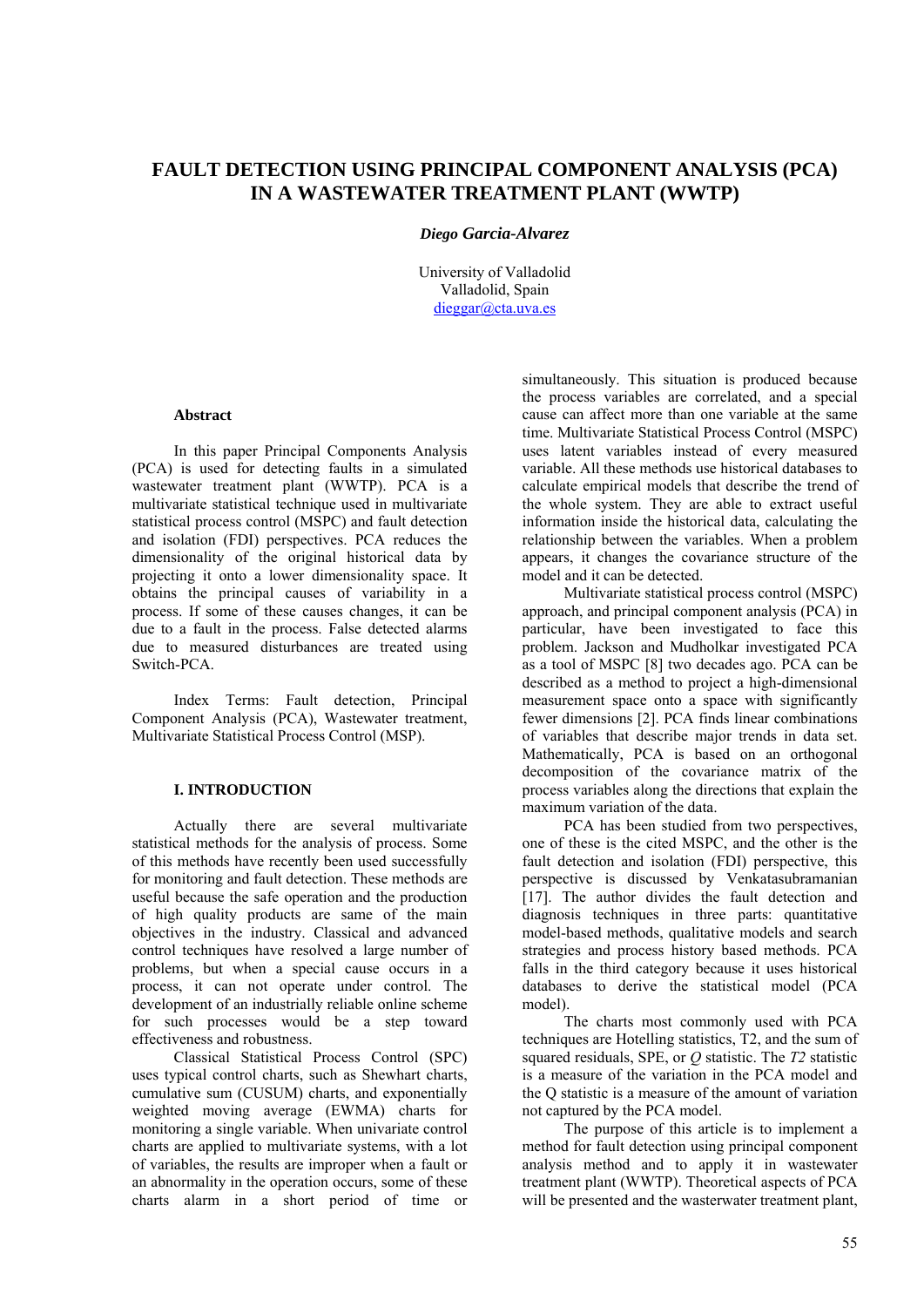# FAULT DETECTION USING PRINCIPAL COMPONENT ANALYSIS (PCA) IN A WASTEWATER TREATMENT PLANT (WWTP)

***Diego Garcia-Alvarez***

University of Valladolid
Valladolid, Spain
dieggar@cta.uva.es

## Abstract

In this paper Principal Components Analysis (PCA) is used for detecting faults in a simulated wastewater treatment plant (WWTP). PCA is a multivariate statistical technique used in multivariate statistical process control (MSPC) and fault detection and isolation (FDI) perspectives. PCA reduces the dimensionality of the original historical data by projecting it onto a lower dimensionality space. It obtains the principal causes of variability in a process. If some of these causes changes, it can be due to a fault in the process. False detected alarms due to measured disturbances are treated using Switch-PCA.

Index Terms: Fault detection, Principal Component Analysis (PCA), Wastewater treatment, Multivariate Statistical Process Control (MSP).

## I. INTRODUCTION

Actually there are several multivariate statistical methods for the analysis of process. Some of this methods have recently been used successfully for monitoring and fault detection. These methods are useful because the safe operation and the production of high quality products are same of the main objectives in the industry. Classical and advanced control techniques have resolved a large number of problems, but when a special cause occurs in a process, it can not operate under control. The development of an industrially reliable online scheme for such processes would be a step toward effectiveness and robustness.

Classical Statistical Process Control (SPC) uses typical control charts, such as Shewhart charts, cumulative sum (CUSUM) charts, and exponentially weighted moving average (EWMA) charts for monitoring a single variable. When univariate control charts are applied to multivariate systems, with a lot of variables, the results are improper when a fault or an abnormality in the operation occurs, some of these charts alarm in a short period of time or simultaneously. This situation is produced because the process variables are correlated, and a special cause can affect more than one variable at the same time. Multivariate Statistical Process Control (MSPC) uses latent variables instead of every measured variable. All these methods use historical databases to calculate empirical models that describe the trend of the whole system. They are able to extract useful information inside the historical data, calculating the relationship between the variables. When a problem appears, it changes the covariance structure of the model and it can be detected.

Multivariate statistical process control (MSPC) approach, and principal component analysis (PCA) in particular, have been investigated to face this problem. Jackson and Mudholkar investigated PCA as a tool of MSPC [8] two decades ago. PCA can be described as a method to project a high-dimensional measurement space onto a space with significantly fewer dimensions [2]. PCA finds linear combinations of variables that describe major trends in data set. Mathematically, PCA is based on an orthogonal decomposition of the covariance matrix of the process variables along the directions that explain the maximum variation of the data.

PCA has been studied from two perspectives, one of these is the cited MSPC, and the other is the fault detection and isolation (FDI) perspective, this perspective is discussed by Venkatasubramanian [17]. The author divides the fault detection and diagnosis techniques in three parts: quantitative model-based methods, qualitative models and search strategies and process history based methods. PCA falls in the third category because it uses historical databases to derive the statistical model (PCA model).

The charts most commonly used with PCA techniques are Hotelling statistics, T2, and the sum of squared residuals, SPE, or *Q* statistic. The *T2* statistic is a measure of the variation in the PCA model and the Q statistic is a measure of the amount of variation not captured by the PCA model.

The purpose of this article is to implement a method for fault detection using principal component analysis method and to apply it in wastewater treatment plant (WWTP). Theoretical aspects of PCA will be presented and the wasterwater treatment plant,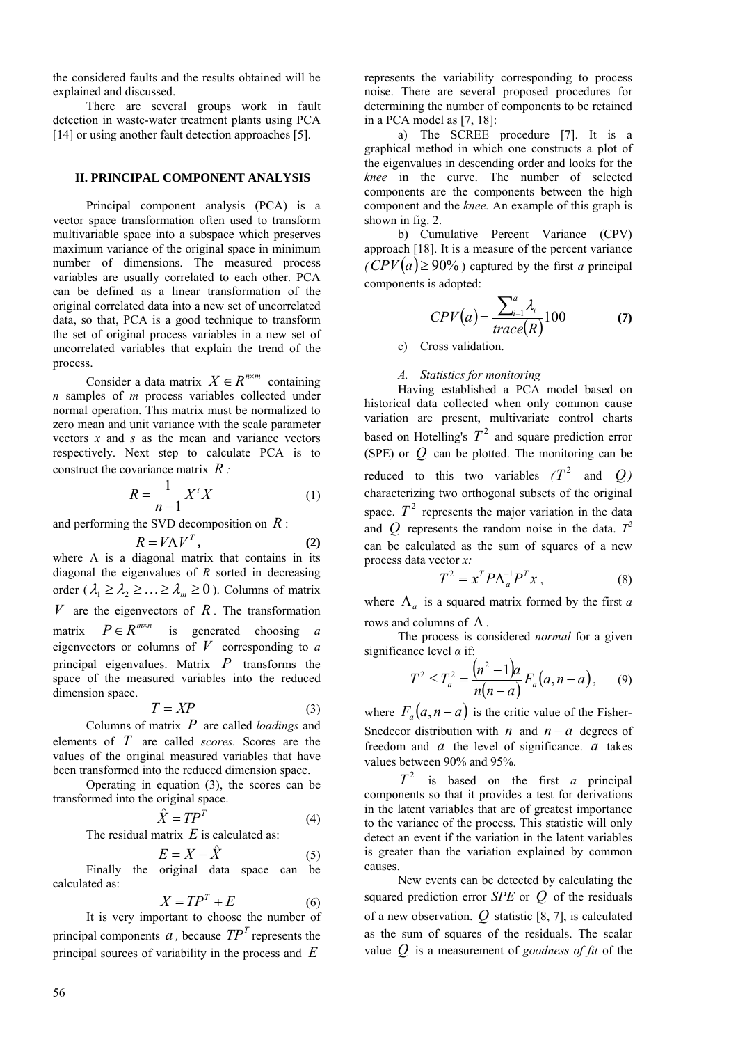the considered faults and the results obtained will be explained and discussed.

There are several groups work in fault detection in waste-water treatment plants using PCA [14] or using another fault detection approaches [5].

## II. PRINCIPAL COMPONENT ANALYSIS

Principal component analysis (PCA) is a vector space transformation often used to transform multivariable space into a subspace which preserves maximum variance of the original space in minimum number of dimensions. The measured process variables are usually correlated to each other. PCA can be defined as a linear transformation of the original correlated data into a new set of uncorrelated data, so that, PCA is a good technique to transform the set of original process variables in a new set of uncorrelated variables that explain the trend of the process.

Consider a data matrix $X \in R^{n \times m}$ containing *n* samples of *m* process variables collected under normal operation. This matrix must be normalized to zero mean and unit variance with the scale parameter vectors *x* and *s* as the mean and variance vectors respectively. Next step to calculate PCA is to construct the covariance matrix $R$:

$$R = \frac{1}{n-1} X^t X \tag{1}$$

and performing the SVD decomposition on $R$:

$$R = V \Lambda V^T, \tag{2}$$

where $\Lambda$ is a diagonal matrix that contains in its diagonal the eigenvalues of *R* sorted in decreasing order ($\lambda_1 \geq \lambda_2 \geq \ldots \geq \lambda_m \geq 0$). Columns of matrix $V$ are the eigenvectors of $R$. The transformation matrix $P \in R^{m \times n}$ is generated choosing *a* eigenvectors or columns of $V$ corresponding to *a* principal eigenvalues. Matrix $P$ transforms the space of the measured variables into the reduced dimension space.

$$T = XP \tag{3}$$

Columns of matrix $P$ are called *loadings* and elements of $T$ are called *scores.* Scores are the values of the original measured variables that have been transformed into the reduced dimension space.

Operating in equation (3), the scores can be transformed into the original space.

$$\hat{X} = TP^T \tag{4}$$

The residual matrix $E$ is calculated as:

$$E = X - \hat{X} \tag{5}$$

Finally the original data space can be calculated as:

$$X = TP^T + E \tag{6}$$

It is very important to choose the number of principal components $a$, because $TP^T$ represents the principal sources of variability in the process and $E$ represents the variability corresponding to process noise. There are several proposed procedures for determining the number of components to be retained in a PCA model as [7, 18]:

a) The SCREE procedure [7]. It is a graphical method in which one constructs a plot of the eigenvalues in descending order and looks for the *knee* in the curve. The number of selected components are the components between the high component and the *knee.* An example of this graph is shown in fig. 2.

b) Cumulative Percent Variance (CPV) approach [18]. It is a measure of the percent variance ($CPV(a) \geq 90\%$) captured by the first *a* principal components is adopted:

$$CPV(a) = \frac{\sum_{i=1}^{a} \lambda_i}{trace(R)} 100 \tag{7}$$

c) Cross validation.

### A. Statistics for monitoring

Having established a PCA model based on historical data collected when only common cause variation are present, multivariate control charts based on Hotelling's $T^2$ and square prediction error (SPE) or $Q$ can be plotted. The monitoring can be reduced to this two variables ($T^2$ and $Q$) characterizing two orthogonal subsets of the original space. $T^2$ represents the major variation in the data and $Q$ represents the random noise in the data. $T^2$ can be calculated as the sum of squares of a new process data vector *x:*

$$T^2 = x^T P \Lambda_a^{-1} P^T x, \tag{8}$$

where $\Lambda_a$ is a squared matrix formed by the first *a* rows and columns of $\Lambda$.

The process is considered *normal* for a given significance level *α* if:

$$T^2 \leq T_a^2 = \frac{(n^2 - 1)a}{n(n-a)} F_a(a, n-a), \tag{9}$$

where $F_a(a, n-a)$ is the critic value of the Fisher-Snedecor distribution with $n$ and $n-a$ degrees of freedom and $a$ the level of significance. $a$ takes values between 90% and 95%.

$T^2$ is based on the first *a* principal components so that it provides a test for derivations in the latent variables that are of greatest importance to the variance of the process. This statistic will only detect an event if the variation in the latent variables is greater than the variation explained by common causes.

New events can be detected by calculating the squared prediction error *SPE* or $Q$ of the residuals of a new observation. $Q$ statistic [8, 7], is calculated as the sum of squares of the residuals. The scalar value $Q$ is a measurement of *goodness of fit* of the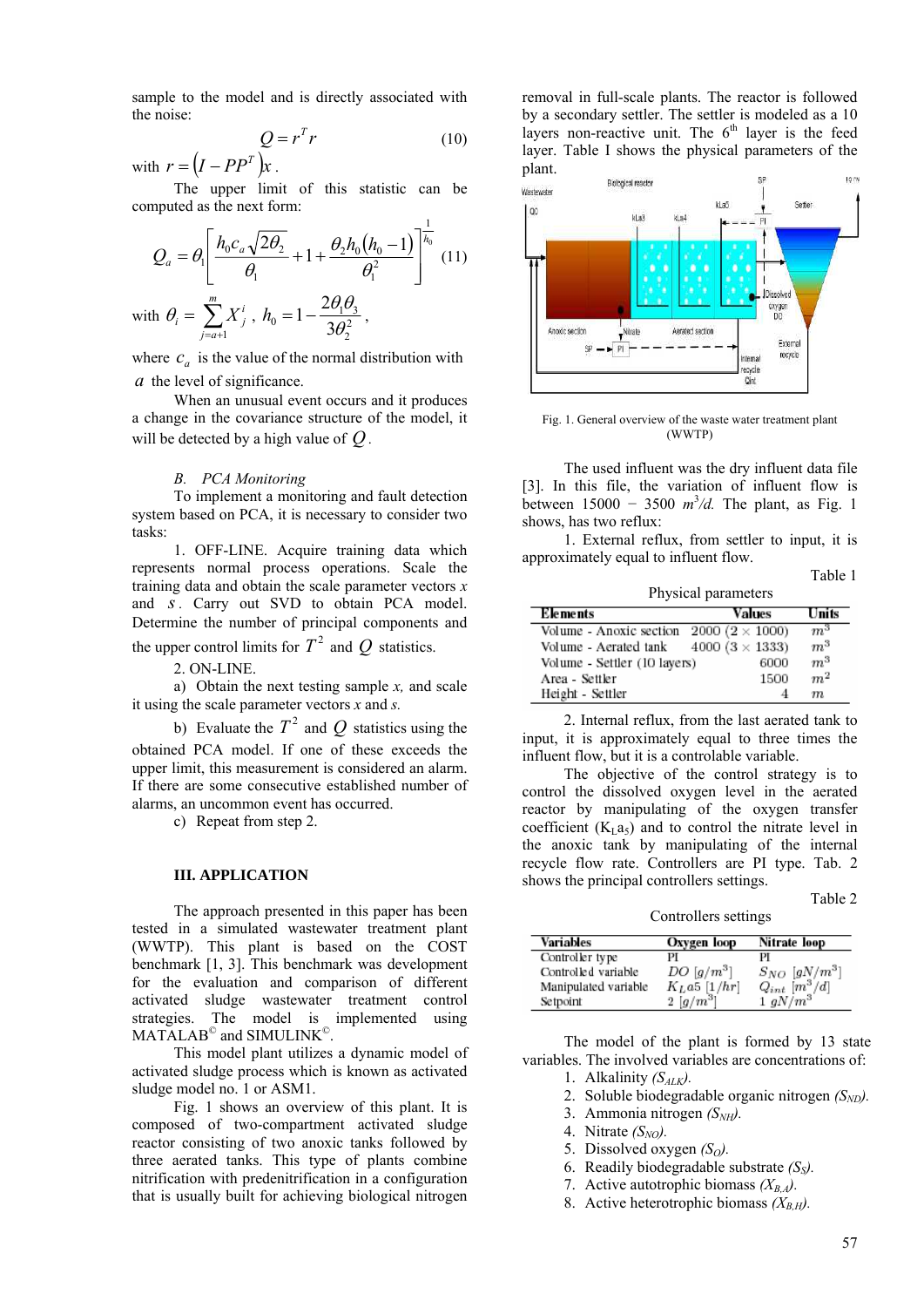sample to the model and is directly associated with the noise:

$$Q = r^T r \tag{10}$$

with $r = \left(I - PP^T\right)x$.

The upper limit of this statistic can be computed as the next form:

$$Q_a = \theta_1 \left[ \frac{h_0 c_a \sqrt{2\theta_2}}{\theta_1} + 1 + \frac{\theta_2 h_0 \left(h_0 - 1\right)}{\theta_1^2} \right]^{\frac{1}{h_0}} \tag{11}$$

with $\theta_i = \sum_{j=a+1}^{m} X_j^i$, $h_0 = 1 - \frac{2\theta_1\theta_3}{3\theta_2^2}$,

where $c_a$ is the value of the normal distribution with $a$ the level of significance.

When an unusual event occurs and it produces a change in the covariance structure of the model, it will be detected by a high value of $Q$.

### B. PCA Monitoring

To implement a monitoring and fault detection system based on PCA, it is necessary to consider two tasks:

1. OFF-LINE. Acquire training data which represents normal process operations. Scale the training data and obtain the scale parameter vectors $x$ and $s$. Carry out SVD to obtain PCA model. Determine the number of principal components and the upper control limits for $T^2$ and $Q$ statistics.

2. ON-LINE.

a) Obtain the next testing sample *x,* and scale it using the scale parameter vectors *x* and *s.*

b) Evaluate the $T^2$ and $Q$ statistics using the obtained PCA model. If one of these exceeds the upper limit, this measurement is considered an alarm. If there are some consecutive established number of alarms, an uncommon event has occurred.

c) Repeat from step 2.

## III. APPLICATION

The approach presented in this paper has been tested in a simulated wastewater treatment plant (WWTP). This plant is based on the COST benchmark [1, 3]. This benchmark was development for the evaluation and comparison of different activated sludge wastewater treatment control strategies. The model is implemented using MATLAB© and SIMULINK©.

This model plant utilizes a dynamic model of activated sludge process which is known as activated sludge model no. 1 or ASM1.

Fig. 1 shows an overview of this plant. It is composed of two-compartment activated sludge reactor consisting of two anoxic tanks followed by three aerated tanks. This type of plants combine nitrification with predenitrification in a configuration that is usually built for achieving biological nitrogen removal in full-scale plants. The reactor is followed by a secondary settler. The settler is modeled as a 10 layers non-reactive unit. The 6th layer is the feed layer. Table I shows the physical parameters of the plant.

Fig. 1. General overview of the waste water treatment plant (WWTP)

The used influent was the dry influent data file [3]. In this file, the variation of influent flow is between 15000 − 3500 $m^3/d$. The plant, as Fig. 1 shows, has two reflux:

1. External reflux, from settler to input, it is approximately equal to influent flow.

Table 1

Physical parameters

| Elements | Values | Units |
|---|---|---|
| Volume - Anoxic section | 2000 (2 × 1000) | $m^3$ |
| Volume - Aerated tank | 4000 (3 × 1333) | $m^3$ |
| Volume - Settler (10 layers) | 6000 | $m^3$ |
| Area - Settler | 1500 | $m^2$ |
| Height - Settler | 4 | $m$ |

2. Internal reflux, from the last aerated tank to input, it is approximately equal to three times the influent flow, but it is a controlable variable.

The objective of the control strategy is to control the dissolved oxygen level in the aerated reactor by manipulating the oxygen transfer coefficient ($K_La_5$) and to control the nitrate level in the anoxic tank by manipulating of the internal recycle flow rate. Controllers are PI type. Tab. 2 shows the principal controllers settings.

Table 2

Controllers settings

| Variables | Oxygen loop | Nitrate loop |
|---|---|---|
| Controller type | PI | PI |
| Controlled variable | $DO$ $[g/m^3]$ | $S_{NO}$ $[gN/m^3]$ |
| Manipulated variable | $K_La5$ $[1/hr]$ | $Q_{int}$ $[m^3/d]$ |
| Setpoint | 2 $[g/m^3]$ | 1 $gN/m^3$ |

The model of the plant is formed by 13 state variables. The involved variables are concentrations of:

1. Alkalinity ($S_{ALK}$).
2. Soluble biodegradable organic nitrogen ($S_{ND}$).
3. Ammonia nitrogen ($S_{NH}$).
4. Nitrate ($S_{NO}$).
5. Dissolved oxygen ($S_O$).
6. Readily biodegradable substrate ($S_S$).
7. Active autotrophic biomass ($X_{B,A}$).
8. Active heterotrophic biomass ($X_{B,H}$).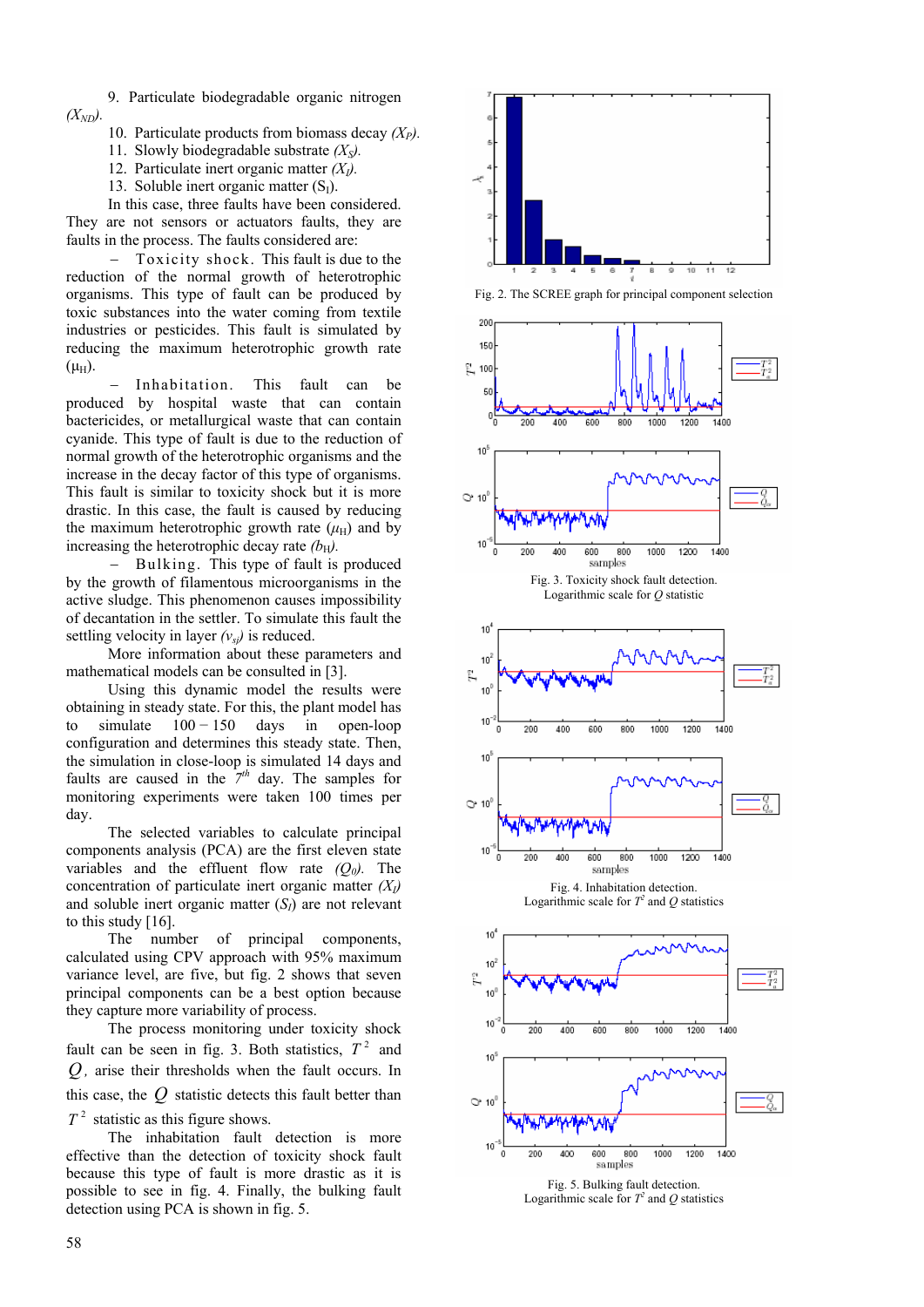9. Particulate biodegradable organic nitrogen ($X_{ND}$).
10. Particulate products from biomass decay ($X_P$).
11. Slowly biodegradable substrate ($X_S$).
12. Particulate inert organic matter ($X_I$).
13. Soluble inert organic matter ($S_I$).

In this case, three faults have been considered. They are not sensors or actuators faults, they are faults in the process. The faults considered are:

– Toxicity shock. This fault is due to the reduction of the normal growth of heterotrophic organisms. This type of fault can be produced by toxic substances into the water coming from textile industries or pesticides. This fault is simulated by reducing the maximum heterotrophic growth rate ($\mu_H$).

– Inhabitation. This fault can be produced by hospital waste that can contain bactericides, or metallurgical waste that can contain cyanide. This type of fault is due to the reduction of normal growth of the heterotrophic organisms and the increase in the decay factor of this type of organisms. This fault is similar to toxicity shock but it is more drastic. In this case, the fault is caused by reducing the maximum heterotrophic growth rate ($\mu_H$) and by increasing the heterotrophic decay rate ($b_H$).

– Bulking. This type of fault is produced by the growth of filamentous microorganisms in the active sludge. This phenomenon causes impossibility of decantation in the settler. To simulate this fault the settling velocity in layer ($v_{sj}$) is reduced.

More information about these parameters and mathematical models can be consulted in [3].

Using this dynamic model the results were obtaining in steady state. For this, the plant model has to simulate 100 − 150 days in open-loop configuration and determines this steady state. Then, the simulation in close-loop is simulated 14 days and faults are caused in the $7^{th}$ day. The samples for monitoring experiments were taken 100 times per day.

The selected variables to calculate principal components analysis (PCA) are the first eleven state variables and the effluent flow rate ($Q_0$). The concentration of particulate inert organic matter ($X_I$) and soluble inert organic matter ($S_I$) are not relevant to this study [16].

The number of principal components, calculated using CPV approach with 95% maximum variance level, are five, but fig. 2 shows that seven principal components can be a best option because they capture more variability of process.

The process monitoring under toxicity shock fault can be seen in fig. 3. Both statistics, $T^2$ and $Q$, arise their thresholds when the fault occurs. In this case, the $Q$ statistic detects this fault better than $T^2$ statistic as this figure shows.

The inhabitation fault detection is more effective than the detection of toxicity shock fault because this type of fault is more drastic as it is possible to see in fig. 4. Finally, the bulking fault detection using PCA is shown in fig. 5.

Fig. 2. The SCREE graph for principal component selection

Fig. 3. Toxicity shock fault detection. Logarithmic scale for $Q$ statistic

Fig. 4. Inhabitation detection. Logarithmic scale for $T^2$ and $Q$ statistics

Fig. 5. Bulking fault detection. Logarithmic scale for $T^2$ and $Q$ statistics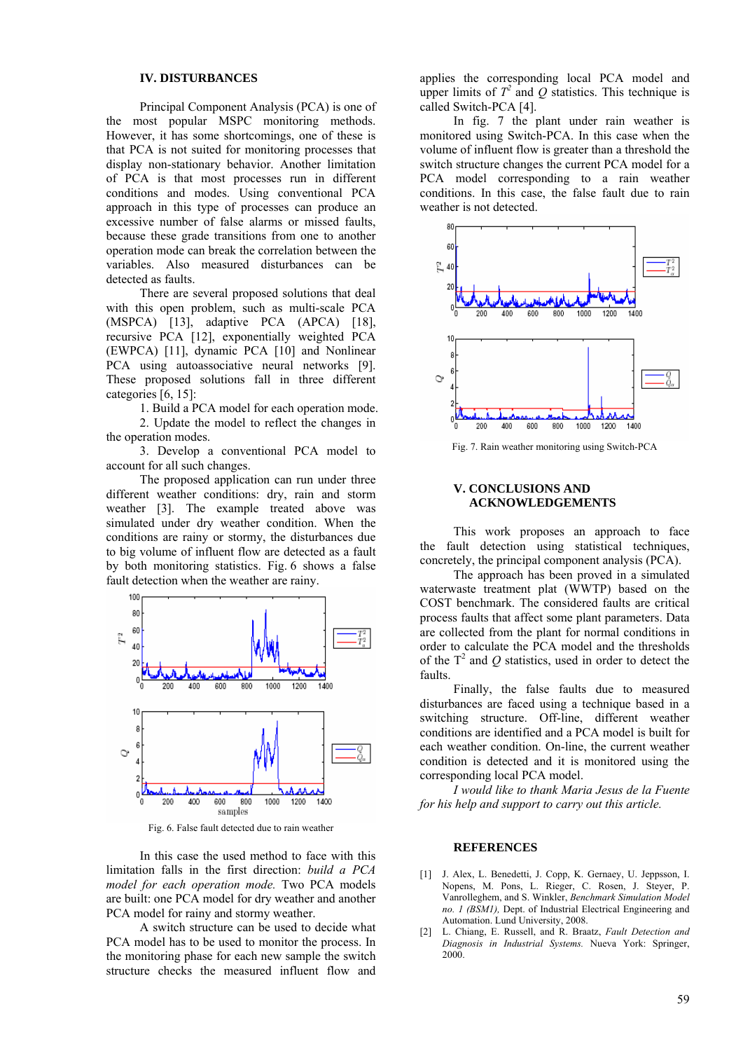## IV. DISTURBANCES

Principal Component Analysis (PCA) is one of the most popular MSPC monitoring methods. However, it has some shortcomings, one of these is that PCA is not suited for monitoring processes that display non-stationary behavior. Another limitation of PCA is that most processes run in different conditions and modes. Using conventional PCA approach in this type of processes can produce an excessive number of false alarms or missed faults, because these grade transitions from one to another operation mode can break the correlation between the variables. Also measured disturbances can be detected as faults.

There are several proposed solutions that deal with this open problem, such as multi-scale PCA (MSPCA) [13], adaptive PCA (APCA) [18], recursive PCA [12], exponentially weighted PCA (EWPCA) [11], dynamic PCA [10] and Nonlinear PCA using autoassociative neural networks [9]. These proposed solutions fall in three different categories [6, 15]:

1. Build a PCA model for each operation mode.
2. Update the model to reflect the changes in the operation modes.
3. Develop a conventional PCA model to account for all such changes.

The proposed application can run under three different weather conditions: dry, rain and storm weather [3]. The example treated above was simulated under dry weather condition. When the conditions are rainy or stormy, the disturbances due to big volume of influent flow are detected as a fault by both monitoring statistics. Fig. 6 shows a false fault detection when the weather are rainy.

Fig. 6. False fault detected due to rain weather

In this case the used method to face with this limitation falls in the first direction: *build a PCA model for each operation mode.* Two PCA models are built: one PCA model for dry weather and another PCA model for rainy and stormy weather.

A switch structure can be used to decide what PCA model has to be used to monitor the process. In the monitoring phase for each new sample the switch structure checks the measured influent flow and applies the corresponding local PCA model and upper limits of $T^2$ and $Q$ statistics. This technique is called Switch-PCA [4].

In fig. 7 the plant under rain weather is monitored using Switch-PCA. In this case when the volume of influent flow is greater than a threshold the switch structure changes the current PCA model for a PCA model corresponding to a rain weather conditions. In this case, the false fault due to rain weather is not detected.

Fig. 7. Rain weather monitoring using Switch-PCA

## V. CONCLUSIONS AND ACKNOWLEDGEMENTS

This work proposes an approach to face the fault detection using statistical techniques, concretely, the principal component analysis (PCA).

The approach has been proved in a simulated waterwaste treatment plat (WWTP) based on the COST benchmark. The considered faults are critical process faults that affect some plant parameters. Data are collected from the plant for normal conditions in order to calculate the PCA model and the thresholds of the $T^2$ and $Q$ statistics, used in order to detect the faults.

Finally, the false faults due to measured disturbances are faced using a technique based in a switching structure. Off-line, different weather conditions are identified and a PCA model is built for each weather condition. On-line, the current weather condition is detected and it is monitored using the corresponding local PCA model.

*I would like to thank Maria Jesus de la Fuente for his help and support to carry out this article.*

## REFERENCES

[1] J. Alex, L. Benedetti, J. Copp, K. Gernaey, U. Jeppsson, I. Nopens, M. Pons, L. Rieger, C. Rosen, J. Steyer, P. Vanrolleghem, and S. Winkler, *Benchmark Simulation Model no. 1 (BSM1)*, Dept. of Industrial Electrical Engineering and Automation. Lund University, 2008.

[2] L. Chiang, E. Russell, and R. Braatz, *Fault Detection and Diagnosis in Industrial Systems.* Nueva York: Springer, 2000.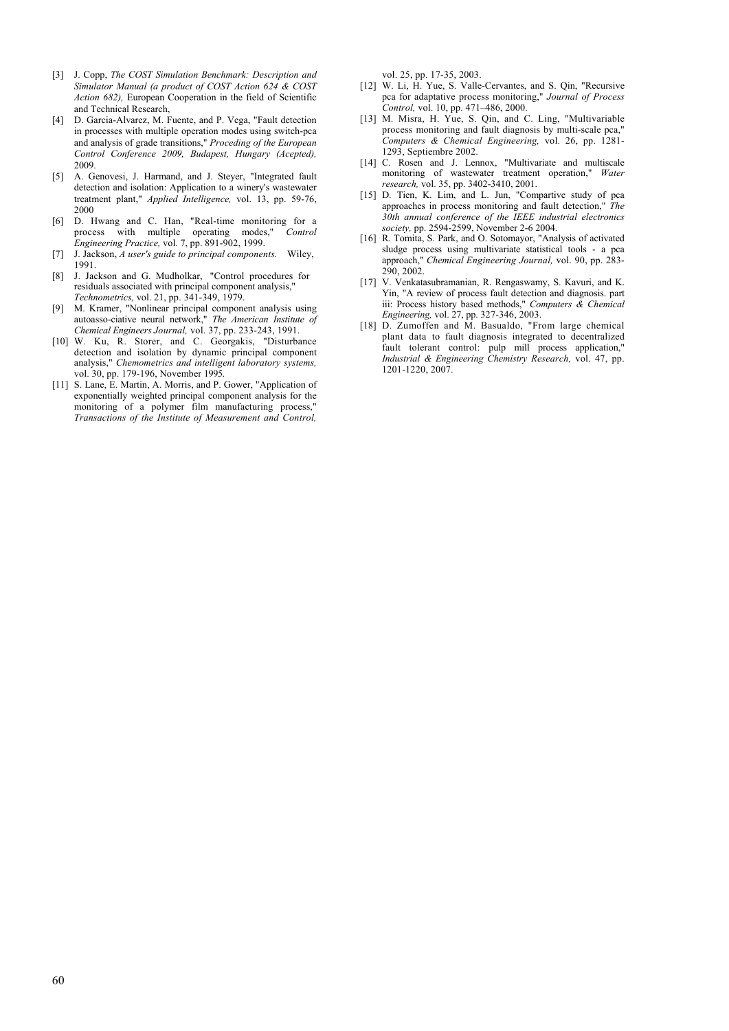[3] J. Copp, *The COST Simulation Benchmark: Description and Simulator Manual (a product of COST Action 624 & COST Action 682),* European Cooperation in the field of Scientific and Technical Research,

[4] D. Garcia-Alvarez, M. Fuente, and P. Vega, "Fault detection in processes with multiple operation modes using switch-pca and analysis of grade transitions," *Proceding of the European Control Conference 2009, Budapest, Hungary (Acepted),* 2009.

[5] A. Genovesi, J. Harmand, and J. Steyer, "Integrated fault detection and isolation: Application to a winery's wastewater treatment plant," *Applied Intelligence,* vol. 13, pp. 59-76, 2000

[6] D. Hwang and C. Han, "Real-time monitoring for a process with multiple operating modes," *Control Engineering Practice,* vol. 7, pp. 891-902, 1999.

[7] J. Jackson, *A user's guide to principal components.* Wiley, 1991.

[8] J. Jackson and G. Mudholkar, "Control procedures for residuals associated with principal component analysis," *Technometrics,* vol. 21, pp. 341-349, 1979.

[9] M. Kramer, "Nonlinear principal component analysis using autoasso-ciative neural network," *The American Institute of Chemical Engineers Journal,* vol. 37, pp. 233-243, 1991.

[10] W. Ku, R. Storer, and C. Georgakis, "Disturbance detection and isolation by dynamic principal component analysis," *Chemometrics and intelligent laboratory systems,* vol. 30, pp. 179-196, November 1995.

[11] S. Lane, E. Martin, A. Morris, and P. Gower, "Application of exponentially weighted principal component analysis for the monitoring of a polymer film manufacturing process," *Transactions of the Institute of Measurement and Control,* vol. 25, pp. 17-35, 2003.

[12] W. Li, H. Yue, S. Valle-Cervantes, and S. Qin, "Recursive pca for adaptative process monitoring," *Journal of Process Control,* vol. 10, pp. 471–486, 2000.

[13] M. Misra, H. Yue, S. Qin, and C. Ling, "Multivariable process monitoring and fault diagnosis by multi-scale pca," *Computers & Chemical Engineering,* vol. 26, pp. 1281-1293, Septiembre 2002.

[14] C. Rosen and J. Lennox, "Multivariate and multiscale monitoring of wastewater treatment operation," *Water research,* vol. 35, pp. 3402-3410, 2001.

[15] D. Tien, K. Lim, and L. Jun, "Compartive study of pca approaches in process monitoring and fault detection," *The 30th annual conference of the IEEE industrial electronics society,* pp. 2594-2599, November 2-6 2004.

[16] R. Tomita, S. Park, and O. Sotomayor, "Analysis of activated sludge process using multivariate statistical tools - a pca approach," *Chemical Engineering Journal,* vol. 90, pp. 283-290, 2002.

[17] V. Venkatasubramanian, R. Rengaswamy, S. Kavuri, and K. Yin, "A review of process fault detection and diagnosis. part iii: Process history based methods," *Computers & Chemical Engineering,* vol. 27, pp. 327-346, 2003.

[18] D. Zumoffen and M. Basualdo, "From large chemical plant data to fault diagnosis integrated to decentralized fault tolerant control: pulp mill process application," *Industrial & Engineering Chemistry Research,* vol. 47, pp. 1201-1220, 2007.